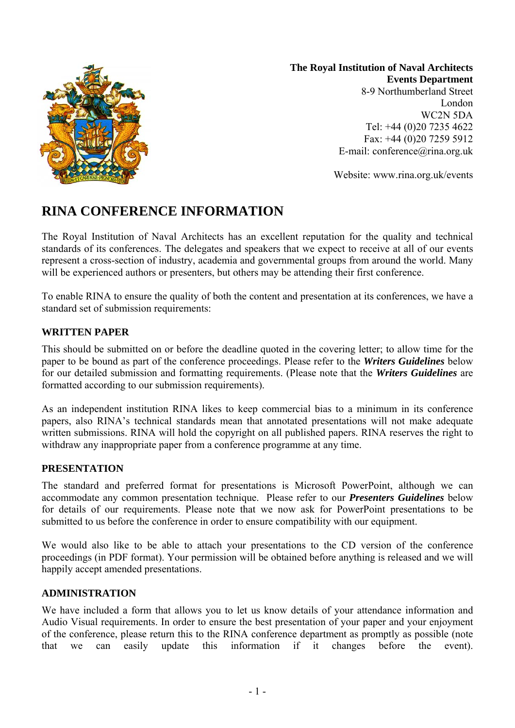**The Royal Institution of Naval Architects**
**Events Department**
8-9 Northumberland Street
London
WC2N 5DA
Tel: +44 (0)20 7235 4622
Fax: +44 (0)20 7259 5912
E-mail: conference@rina.org.uk

Website: www.rina.org.uk/events

# RINA CONFERENCE INFORMATION

The Royal Institution of Naval Architects has an excellent reputation for the quality and technical standards of its conferences. The delegates and speakers that we expect to receive at all of our events represent a cross-section of industry, academia and governmental groups from around the world. Many will be experienced authors or presenters, but others may be attending their first conference.

To enable RINA to ensure the quality of both the content and presentation at its conferences, we have a standard set of submission requirements:

## WRITTEN PAPER

This should be submitted on or before the deadline quoted in the covering letter; to allow time for the paper to be bound as part of the conference proceedings. Please refer to the ***Writers Guidelines*** below for our detailed submission and formatting requirements. (Please note that the ***Writers Guidelines*** are formatted according to our submission requirements).

As an independent institution RINA likes to keep commercial bias to a minimum in its conference papers, also RINA's technical standards mean that annotated presentations will not make adequate written submissions. RINA will hold the copyright on all published papers. RINA reserves the right to withdraw any inappropriate paper from a conference programme at any time.

## PRESENTATION

The standard and preferred format for presentations is Microsoft PowerPoint, although we can accommodate any common presentation technique. Please refer to our ***Presenters Guidelines*** below for details of our requirements. Please note that we now ask for PowerPoint presentations to be submitted to us before the conference in order to ensure compatibility with our equipment.

We would also like to be able to attach your presentations to the CD version of the conference proceedings (in PDF format). Your permission will be obtained before anything is released and we will happily accept amended presentations.

## ADMINISTRATION

We have included a form that allows you to let us know details of your attendance information and Audio Visual requirements. In order to ensure the best presentation of your paper and your enjoyment of the conference, please return this to the RINA conference department as promptly as possible (note that we can easily update this information if it changes before the event).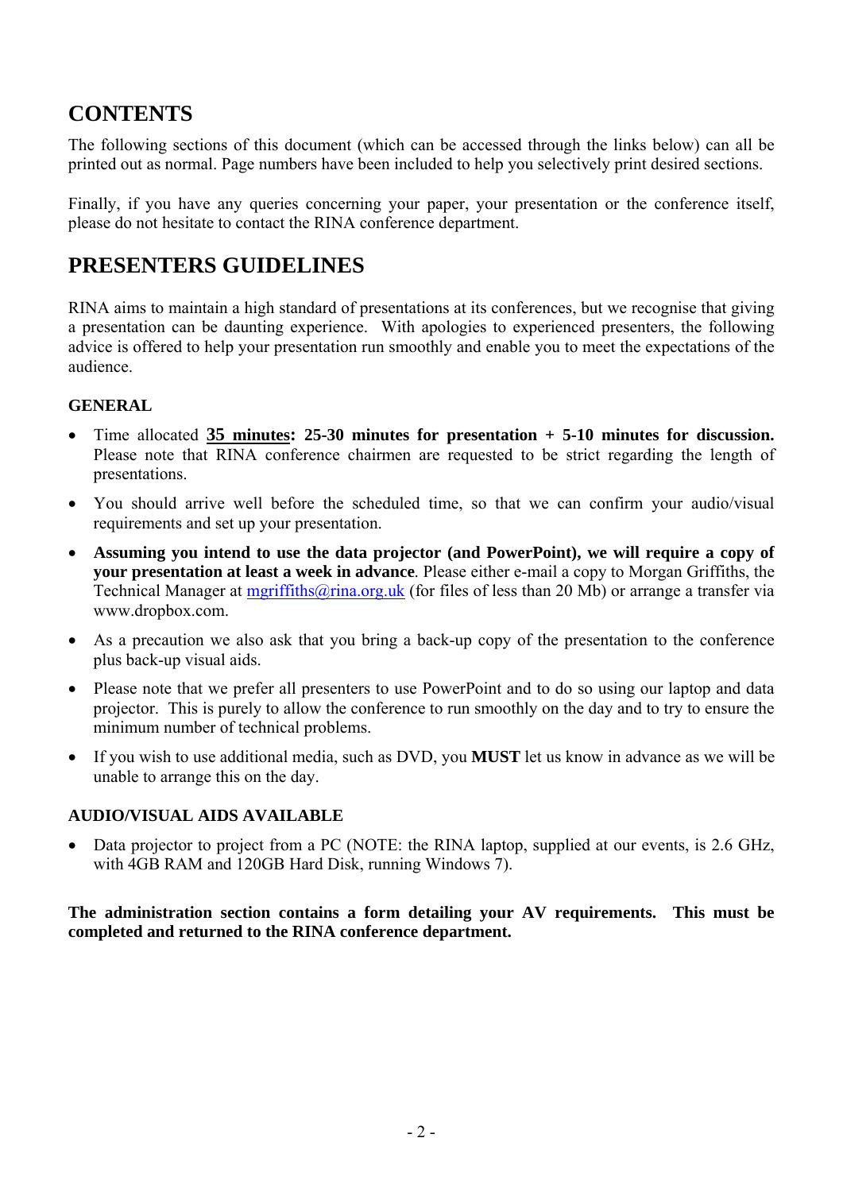## CONTENTS

The following sections of this document (which can be accessed through the links below) can all be printed out as normal. Page numbers have been included to help you selectively print desired sections.

Finally, if you have any queries concerning your paper, your presentation or the conference itself, please do not hesitate to contact the RINA conference department.

## PRESENTERS GUIDELINES

RINA aims to maintain a high standard of presentations at its conferences, but we recognise that giving a presentation can be daunting experience. With apologies to experienced presenters, the following advice is offered to help your presentation run smoothly and enable you to meet the expectations of the audience.

### GENERAL

- Time allocated **<u>35 minutes</u>: 25-30 minutes for presentation + 5-10 minutes for discussion.** Please note that RINA conference chairmen are requested to be strict regarding the length of presentations.
- You should arrive well before the scheduled time, so that we can confirm your audio/visual requirements and set up your presentation.
- **Assuming you intend to use the data projector (and PowerPoint), we will require a copy of your presentation at least a week in advance**. Please either e-mail a copy to Morgan Griffiths, the Technical Manager at mgriffiths@rina.org.uk (for files of less than 20 Mb) or arrange a transfer via www.dropbox.com.
- As a precaution we also ask that you bring a back-up copy of the presentation to the conference plus back-up visual aids.
- Please note that we prefer all presenters to use PowerPoint and to do so using our laptop and data projector. This is purely to allow the conference to run smoothly on the day and to try to ensure the minimum number of technical problems.
- If you wish to use additional media, such as DVD, you **MUST** let us know in advance as we will be unable to arrange this on the day.

### AUDIO/VISUAL AIDS AVAILABLE

- Data projector to project from a PC (NOTE: the RINA laptop, supplied at our events, is 2.6 GHz, with 4GB RAM and 120GB Hard Disk, running Windows 7).

**The administration section contains a form detailing your AV requirements. This must be completed and returned to the RINA conference department.**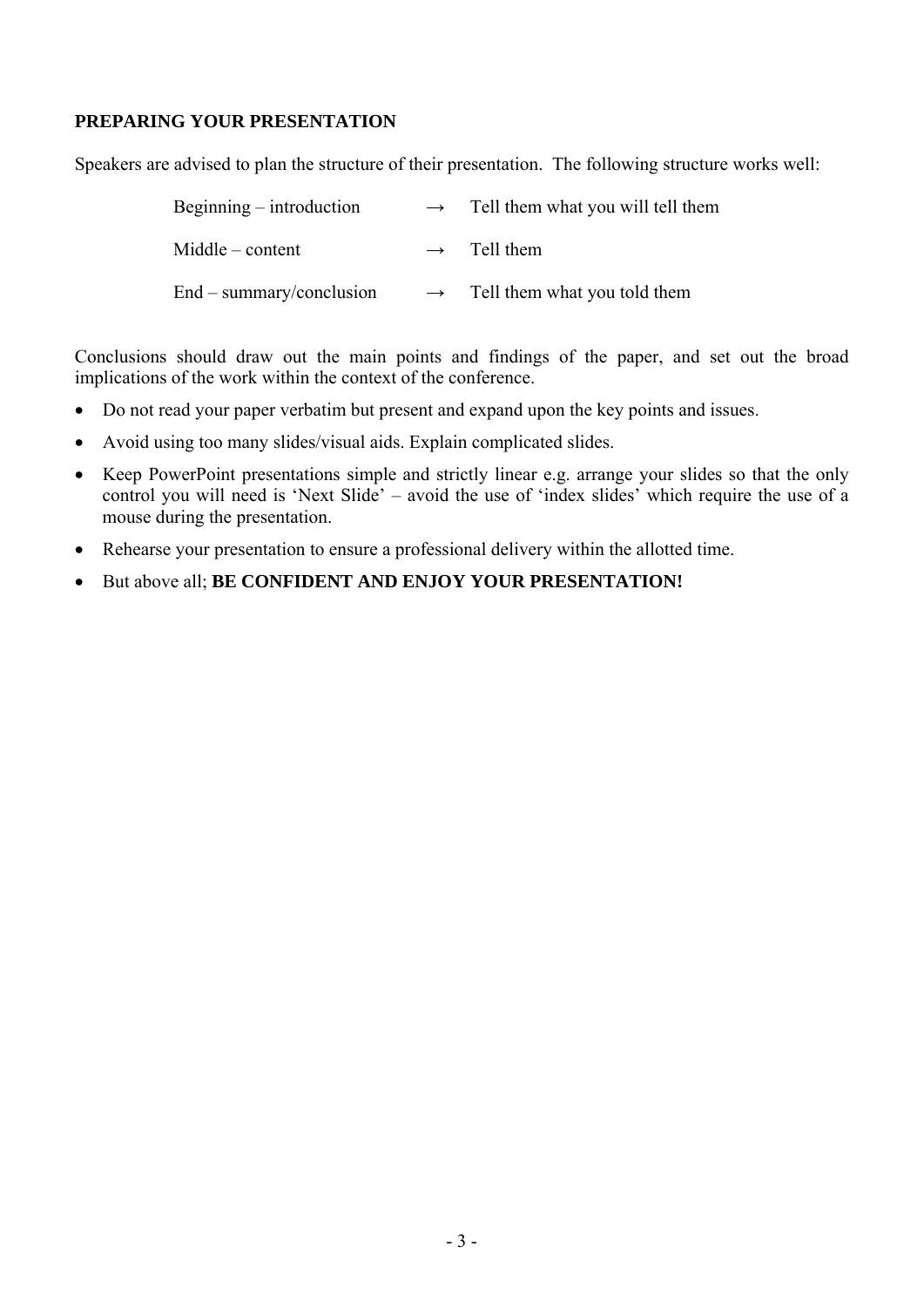## PREPARING YOUR PRESENTATION

Speakers are advised to plan the structure of their presentation. The following structure works well:

| | | |
|---|---|---|
| Beginning – introduction | → | Tell them what you will tell them |
| Middle – content | → | Tell them |
| End – summary/conclusion | → | Tell them what you told them |

Conclusions should draw out the main points and findings of the paper, and set out the broad implications of the work within the context of the conference.

- Do not read your paper verbatim but present and expand upon the key points and issues.
- Avoid using too many slides/visual aids. Explain complicated slides.
- Keep PowerPoint presentations simple and strictly linear e.g. arrange your slides so that the only control you will need is 'Next Slide' – avoid the use of 'index slides' which require the use of a mouse during the presentation.
- Rehearse your presentation to ensure a professional delivery within the allotted time.
- But above all; **BE CONFIDENT AND ENJOY YOUR PRESENTATION!**